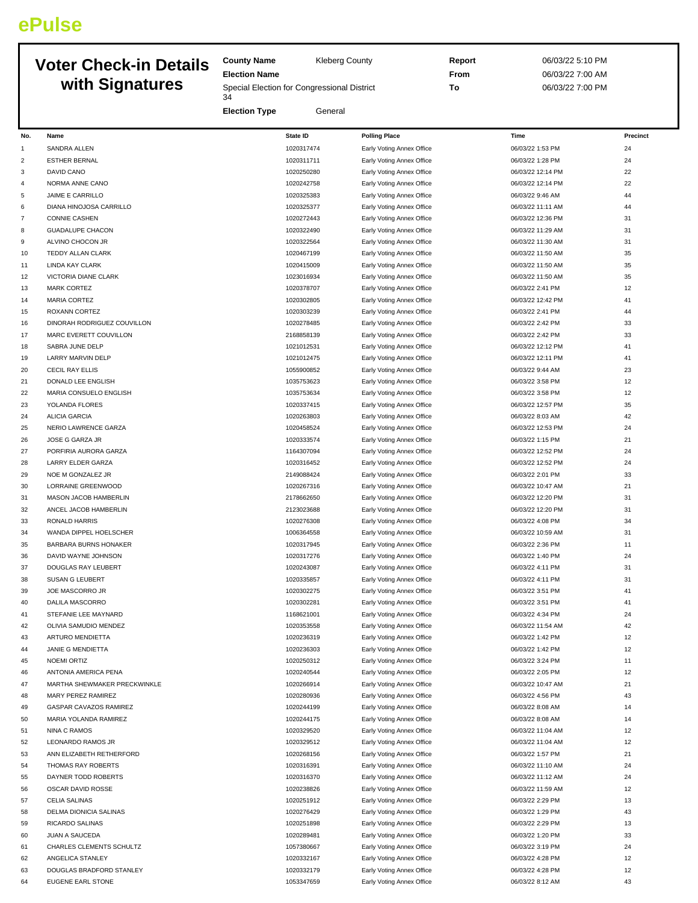ePulse

# Voter Check-in Details with Signatures

| | | | |
|---|---|---|---|
| **County Name** | Kleberg County | **Report** | 06/03/22 5:10 PM |
| **Election Name** | Special Election for Congressional District 34 | **From** | 06/03/22 7:00 AM |
| | | **To** | 06/03/22 7:00 PM |
| **Election Type** | General | | |

| No. | Name | State ID | Polling Place | Time | Precinct |
|---|---|---|---|---|---|
| 1 | SANDRA ALLEN | 1020317474 | Early Voting Annex Office | 06/03/22 1:53 PM | 24 |
| 2 | ESTHER BERNAL | 1020311711 | Early Voting Annex Office | 06/03/22 1:28 PM | 24 |
| 3 | DAVID CANO | 1020250280 | Early Voting Annex Office | 06/03/22 12:14 PM | 22 |
| 4 | NORMA ANNE CANO | 1020242758 | Early Voting Annex Office | 06/03/22 12:14 PM | 22 |
| 5 | JAIME E CARRILLO | 1020325383 | Early Voting Annex Office | 06/03/22 9:46 AM | 44 |
| 6 | DIANA HINOJOSA CARRILLO | 1020325377 | Early Voting Annex Office | 06/03/22 11:11 AM | 44 |
| 7 | CONNIE CASHEN | 1020272443 | Early Voting Annex Office | 06/03/22 12:36 PM | 31 |
| 8 | GUADALUPE CHACON | 1020322490 | Early Voting Annex Office | 06/03/22 11:29 AM | 31 |
| 9 | ALVINO CHOCON JR | 1020322564 | Early Voting Annex Office | 06/03/22 11:30 AM | 31 |
| 10 | TEDDY ALLAN CLARK | 1020467199 | Early Voting Annex Office | 06/03/22 11:50 AM | 35 |
| 11 | LINDA KAY CLARK | 1020415009 | Early Voting Annex Office | 06/03/22 11:50 AM | 35 |
| 12 | VICTORIA DIANE CLARK | 1023016934 | Early Voting Annex Office | 06/03/22 11:50 AM | 35 |
| 13 | MARK CORTEZ | 1020378707 | Early Voting Annex Office | 06/03/22 2:41 PM | 12 |
| 14 | MARIA CORTEZ | 1020302805 | Early Voting Annex Office | 06/03/22 12:42 PM | 41 |
| 15 | ROXANN CORTEZ | 1020303239 | Early Voting Annex Office | 06/03/22 2:41 PM | 44 |
| 16 | DINORAH RODRIGUEZ COUVILLON | 1020278485 | Early Voting Annex Office | 06/03/22 2:42 PM | 33 |
| 17 | MARC EVERETT COUVILLON | 2168858139 | Early Voting Annex Office | 06/03/22 2:42 PM | 33 |
| 18 | SABRA JUNE DELP | 1021012531 | Early Voting Annex Office | 06/03/22 12:12 PM | 41 |
| 19 | LARRY MARVIN DELP | 1021012475 | Early Voting Annex Office | 06/03/22 12:11 PM | 41 |
| 20 | CECIL RAY ELLIS | 1055900852 | Early Voting Annex Office | 06/03/22 9:44 AM | 23 |
| 21 | DONALD LEE ENGLISH | 1035753623 | Early Voting Annex Office | 06/03/22 3:58 PM | 12 |
| 22 | MARIA CONSUELO ENGLISH | 1035753634 | Early Voting Annex Office | 06/03/22 3:58 PM | 12 |
| 23 | YOLANDA FLORES | 1020337415 | Early Voting Annex Office | 06/03/22 12:57 PM | 35 |
| 24 | ALICIA GARCIA | 1020263803 | Early Voting Annex Office | 06/03/22 8:03 AM | 42 |
| 25 | NERIO LAWRENCE GARZA | 1020458524 | Early Voting Annex Office | 06/03/22 12:53 PM | 24 |
| 26 | JOSE G GARZA JR | 1020333574 | Early Voting Annex Office | 06/03/22 1:15 PM | 21 |
| 27 | PORFIRIA AURORA GARZA | 1164307094 | Early Voting Annex Office | 06/03/22 12:52 PM | 24 |
| 28 | LARRY ELDER GARZA | 1020316452 | Early Voting Annex Office | 06/03/22 12:52 PM | 24 |
| 29 | NOE M GONZALEZ JR | 2149088424 | Early Voting Annex Office | 06/03/22 2:01 PM | 33 |
| 30 | LORRAINE GREENWOOD | 1020267316 | Early Voting Annex Office | 06/03/22 10:47 AM | 21 |
| 31 | MASON JACOB HAMBERLIN | 2178662650 | Early Voting Annex Office | 06/03/22 12:20 PM | 31 |
| 32 | ANCEL JACOB HAMBERLIN | 2123023688 | Early Voting Annex Office | 06/03/22 12:20 PM | 31 |
| 33 | RONALD HARRIS | 1020276308 | Early Voting Annex Office | 06/03/22 4:08 PM | 34 |
| 34 | WANDA DIPPEL HOELSCHER | 1006364558 | Early Voting Annex Office | 06/03/22 10:59 AM | 31 |
| 35 | BARBARA BURNS HONAKER | 1020317945 | Early Voting Annex Office | 06/03/22 2:36 PM | 11 |
| 36 | DAVID WAYNE JOHNSON | 1020317276 | Early Voting Annex Office | 06/03/22 1:40 PM | 24 |
| 37 | DOUGLAS RAY LEUBERT | 1020243087 | Early Voting Annex Office | 06/03/22 4:11 PM | 31 |
| 38 | SUSAN G LEUBERT | 1020335857 | Early Voting Annex Office | 06/03/22 4:11 PM | 31 |
| 39 | JOE MASCORRO JR | 1020302275 | Early Voting Annex Office | 06/03/22 3:51 PM | 41 |
| 40 | DALILA MASCORRO | 1020302281 | Early Voting Annex Office | 06/03/22 3:51 PM | 41 |
| 41 | STEFANIE LEE MAYNARD | 1168621001 | Early Voting Annex Office | 06/03/22 4:34 PM | 24 |
| 42 | OLIVIA SAMUDIO MENDEZ | 1020353558 | Early Voting Annex Office | 06/03/22 11:54 AM | 42 |
| 43 | ARTURO MENDIETTA | 1020236319 | Early Voting Annex Office | 06/03/22 1:42 PM | 12 |
| 44 | JANIE G MENDIETTA | 1020236303 | Early Voting Annex Office | 06/03/22 1:42 PM | 12 |
| 45 | NOEMI ORTIZ | 1020250312 | Early Voting Annex Office | 06/03/22 3:24 PM | 11 |
| 46 | ANTONIA AMERICA PENA | 1020240544 | Early Voting Annex Office | 06/03/22 2:05 PM | 12 |
| 47 | MARTHA SHEWMAKER PRECKWINKLE | 1020266914 | Early Voting Annex Office | 06/03/22 10:47 AM | 21 |
| 48 | MARY PEREZ RAMIREZ | 1020280936 | Early Voting Annex Office | 06/03/22 4:56 PM | 43 |
| 49 | GASPAR CAVAZOS RAMIREZ | 1020244199 | Early Voting Annex Office | 06/03/22 8:08 AM | 14 |
| 50 | MARIA YOLANDA RAMIREZ | 1020244175 | Early Voting Annex Office | 06/03/22 8:08 AM | 14 |
| 51 | NINA C RAMOS | 1020329520 | Early Voting Annex Office | 06/03/22 11:04 AM | 12 |
| 52 | LEONARDO RAMOS JR | 1020329512 | Early Voting Annex Office | 06/03/22 11:04 AM | 12 |
| 53 | ANN ELIZABETH RETHERFORD | 1020268156 | Early Voting Annex Office | 06/03/22 1:57 PM | 21 |
| 54 | THOMAS RAY ROBERTS | 1020316391 | Early Voting Annex Office | 06/03/22 11:10 AM | 24 |
| 55 | DAYNER TODD ROBERTS | 1020316370 | Early Voting Annex Office | 06/03/22 11:12 AM | 24 |
| 56 | OSCAR DAVID ROSSE | 1020238826 | Early Voting Annex Office | 06/03/22 11:59 AM | 12 |
| 57 | CELIA SALINAS | 1020251912 | Early Voting Annex Office | 06/03/22 2:29 PM | 13 |
| 58 | DELMA DIONICIA SALINAS | 1020276429 | Early Voting Annex Office | 06/03/22 1:29 PM | 43 |
| 59 | RICARDO SALINAS | 1020251898 | Early Voting Annex Office | 06/03/22 2:29 PM | 13 |
| 60 | JUAN A SAUCEDA | 1020289481 | Early Voting Annex Office | 06/03/22 1:20 PM | 33 |
| 61 | CHARLES CLEMENTS SCHULTZ | 1057380667 | Early Voting Annex Office | 06/03/22 3:19 PM | 24 |
| 62 | ANGELICA STANLEY | 1020332167 | Early Voting Annex Office | 06/03/22 4:28 PM | 12 |
| 63 | DOUGLAS BRADFORD STANLEY | 1020332179 | Early Voting Annex Office | 06/03/22 4:28 PM | 12 |
| 64 | EUGENE EARL STONE | 1053347659 | Early Voting Annex Office | 06/03/22 8:12 AM | 43 |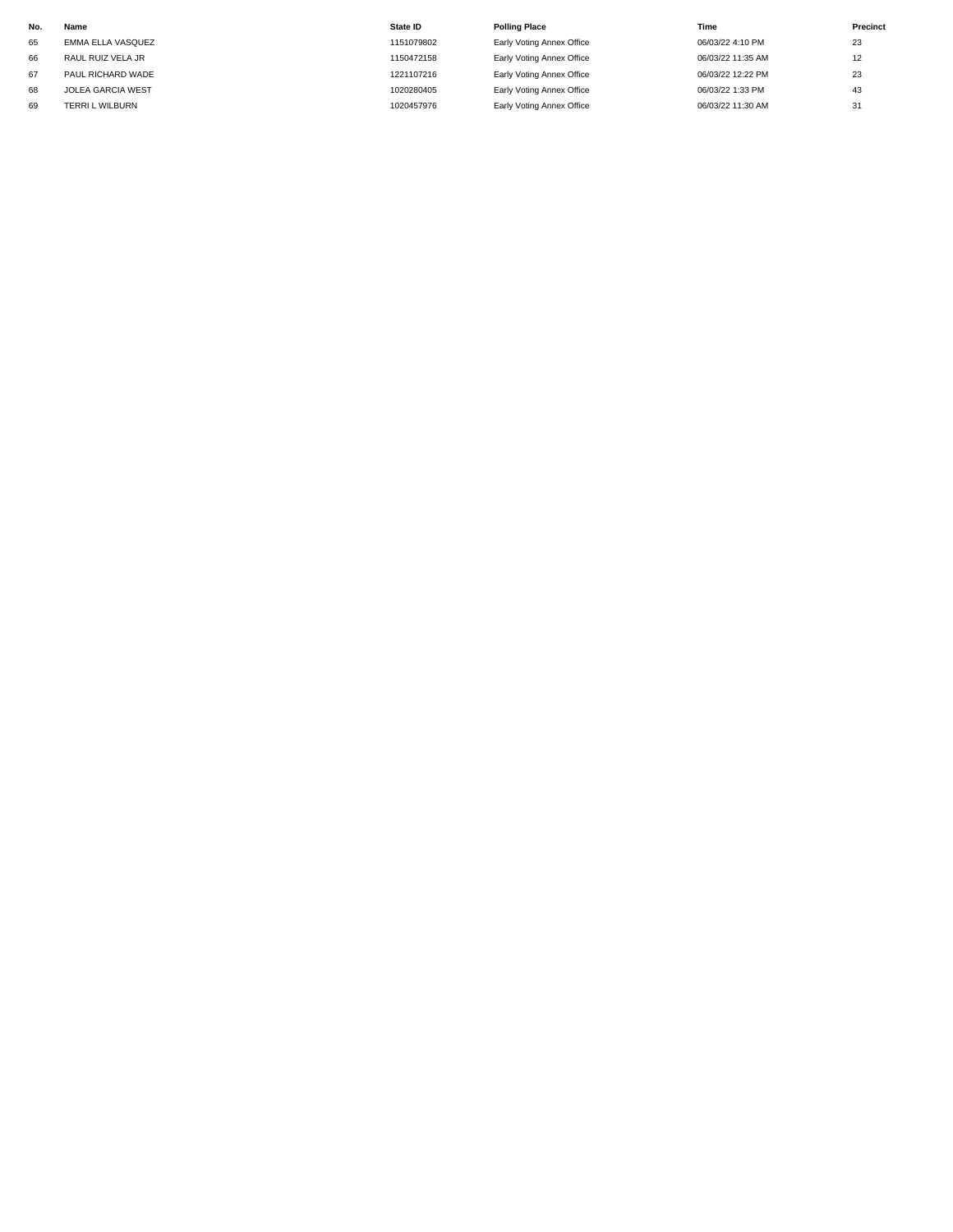| No. | Name | State ID | Polling Place | Time | Precinct |
|---|---|---|---|---|---|
| 65 | EMMA ELLA VASQUEZ | 1151079802 | Early Voting Annex Office | 06/03/22 4:10 PM | 23 |
| 66 | RAUL RUIZ VELA JR | 1150472158 | Early Voting Annex Office | 06/03/22 11:35 AM | 12 |
| 67 | PAUL RICHARD WADE | 1221107216 | Early Voting Annex Office | 06/03/22 12:22 PM | 23 |
| 68 | JOLEA GARCIA WEST | 1020280405 | Early Voting Annex Office | 06/03/22 1:33 PM | 43 |
| 69 | TERRI L WILBURN | 1020457976 | Early Voting Annex Office | 06/03/22 11:30 AM | 31 |